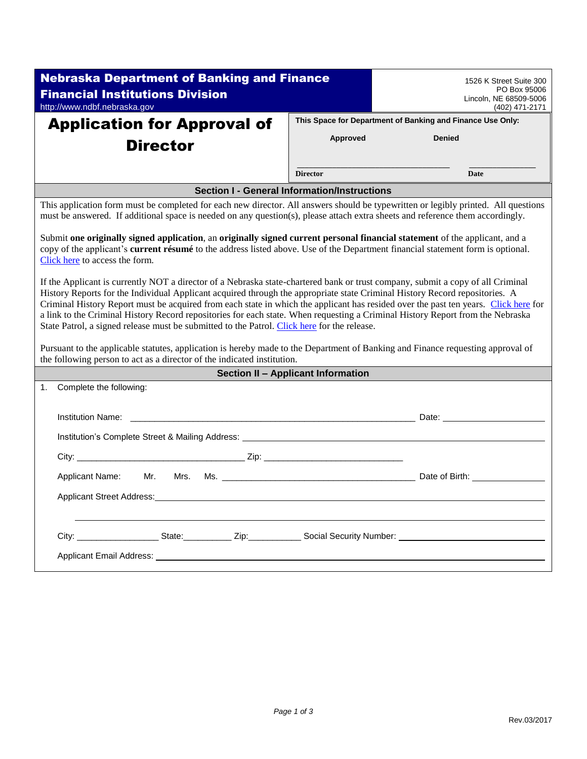# Nebraska Department of Banking and Finance

## Financial Institutions Division

http://www.ndbf.nebraska.gov

1526 K Street Suite 300
PO Box 95006
Lincoln, NE 68509-5006
(402) 471-2171

# Application for Approval of Director

**This Space for Department of Banking and Finance Use Only:**

**Approved** **Denied**

______________________________ ______________
**Director** **Date**

## Section I - General Information/Instructions

This application form must be completed for each new director. All answers should be typewritten or legibly printed. All questions must be answered. If additional space is needed on any question(s), please attach extra sheets and reference them accordingly.

Submit **one originally signed application**, an **originally signed current personal financial statement** of the applicant, and a copy of the applicant's **current résumé** to the address listed above. Use of the Department financial statement form is optional. Click here to access the form.

If the Applicant is currently NOT a director of a Nebraska state-chartered bank or trust company, submit a copy of all Criminal History Reports for the Individual Applicant acquired through the appropriate state Criminal History Record repositories. A Criminal History Report must be acquired from each state in which the applicant has resided over the past ten years. Click here for a link to the Criminal History Record repositories for each state. When requesting a Criminal History Report from the Nebraska State Patrol, a signed release must be submitted to the Patrol. Click here for the release.

Pursuant to the applicable statutes, application is hereby made to the Department of Banking and Finance requesting approval of the following person to act as a director of the indicated institution.

## Section II – Applicant Information

1. Complete the following:

Institution Name: ______________________________ Date: ______________

Institution's Complete Street & Mailing Address: ______________________________

City: ______________________________ Zip: ______________________________

Applicant Name: Mr. Mrs. Ms. ______________________________ Date of Birth: ______________

Applicant Street Address: ______________________________

______________________________

City: ______________ State: __________ Zip: __________ Social Security Number: ______________________________

Applicant Email Address: ______________________________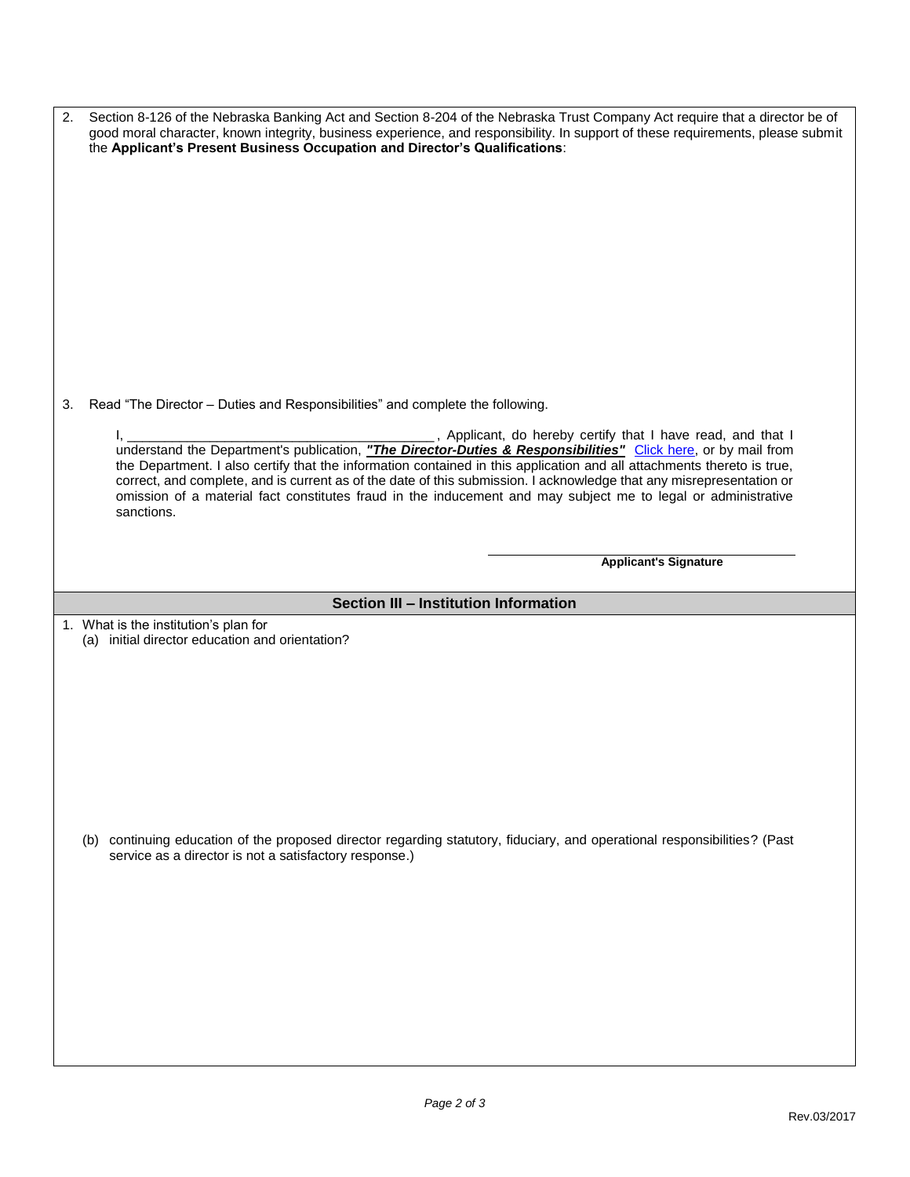2. Section 8-126 of the Nebraska Banking Act and Section 8-204 of the Nebraska Trust Company Act require that a director be of good moral character, known integrity, business experience, and responsibility. In support of these requirements, please submit the **Applicant's Present Business Occupation and Director's Qualifications**:

3. Read "The Director – Duties and Responsibilities" and complete the following.

   I, ________________________________________ , Applicant, do hereby certify that I have read, and that I understand the Department's publication, ***"The Director-Duties & Responsibilities"*** Click here, or by mail from the Department. I also certify that the information contained in this application and all attachments thereto is true, correct, and complete, and is current as of the date of this submission. I acknowledge that any misrepresentation or omission of a material fact constitutes fraud in the inducement and may subject me to legal or administrative sanctions.

   ________________________________________
   **Applicant's Signature**

## Section III – Institution Information

1. What is the institution's plan for
   (a) initial director education and orientation?

   (b) continuing education of the proposed director regarding statutory, fiduciary, and operational responsibilities? (Past service as a director is not a satisfactory response.)

Rev.03/2017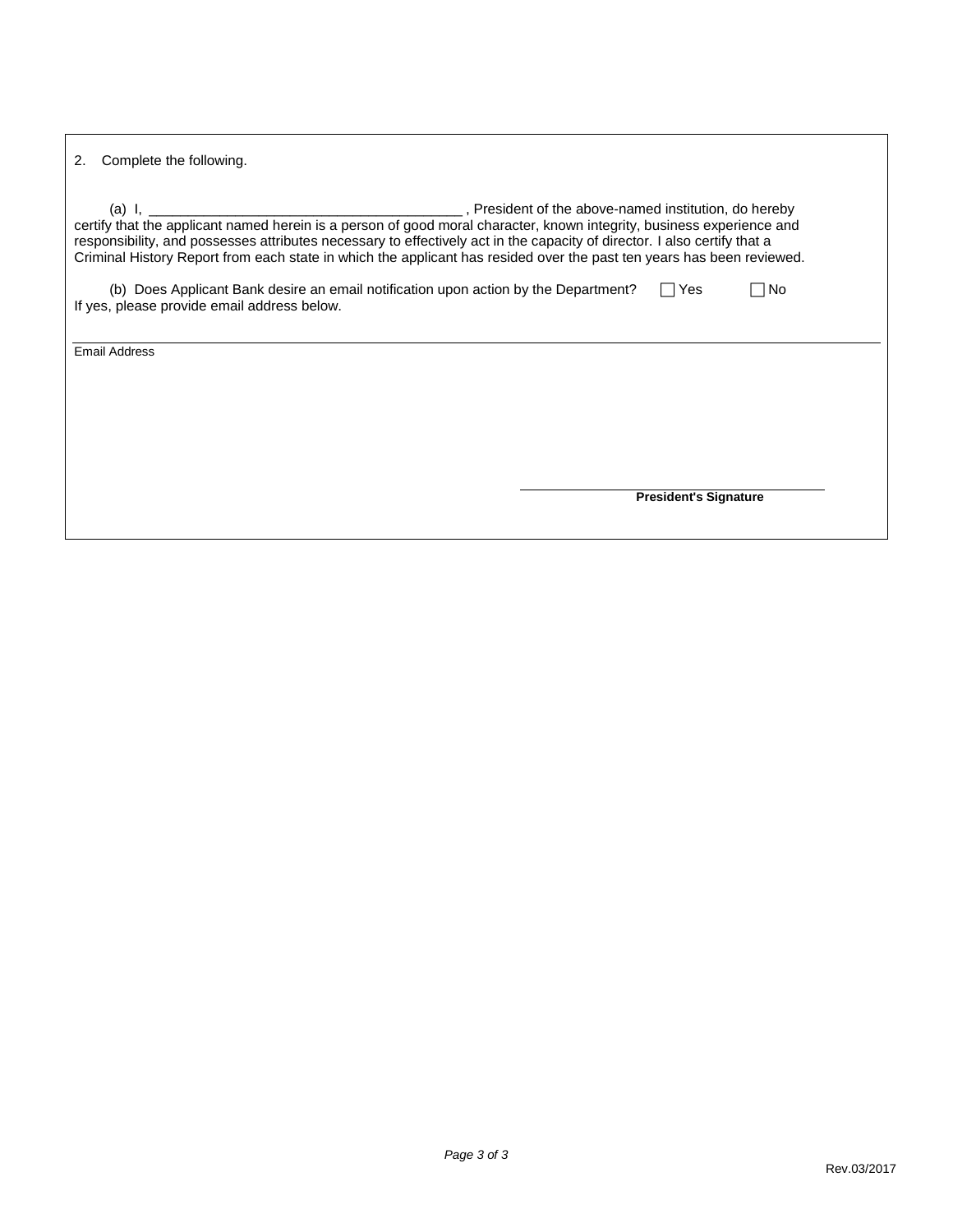2. Complete the following.

(a) I, ________________________________________ , President of the above-named institution, do hereby certify that the applicant named herein is a person of good moral character, known integrity, business experience and responsibility, and possesses attributes necessary to effectively act in the capacity of director. I also certify that a Criminal History Report from each state in which the applicant has resided over the past ten years has been reviewed.

(b) Does Applicant Bank desire an email notification upon action by the Department? ☐ Yes ☐ No
If yes, please provide email address below.

______________________________________________________________________
Email Address

______________________________________
**President's Signature**

Rev.03/2017